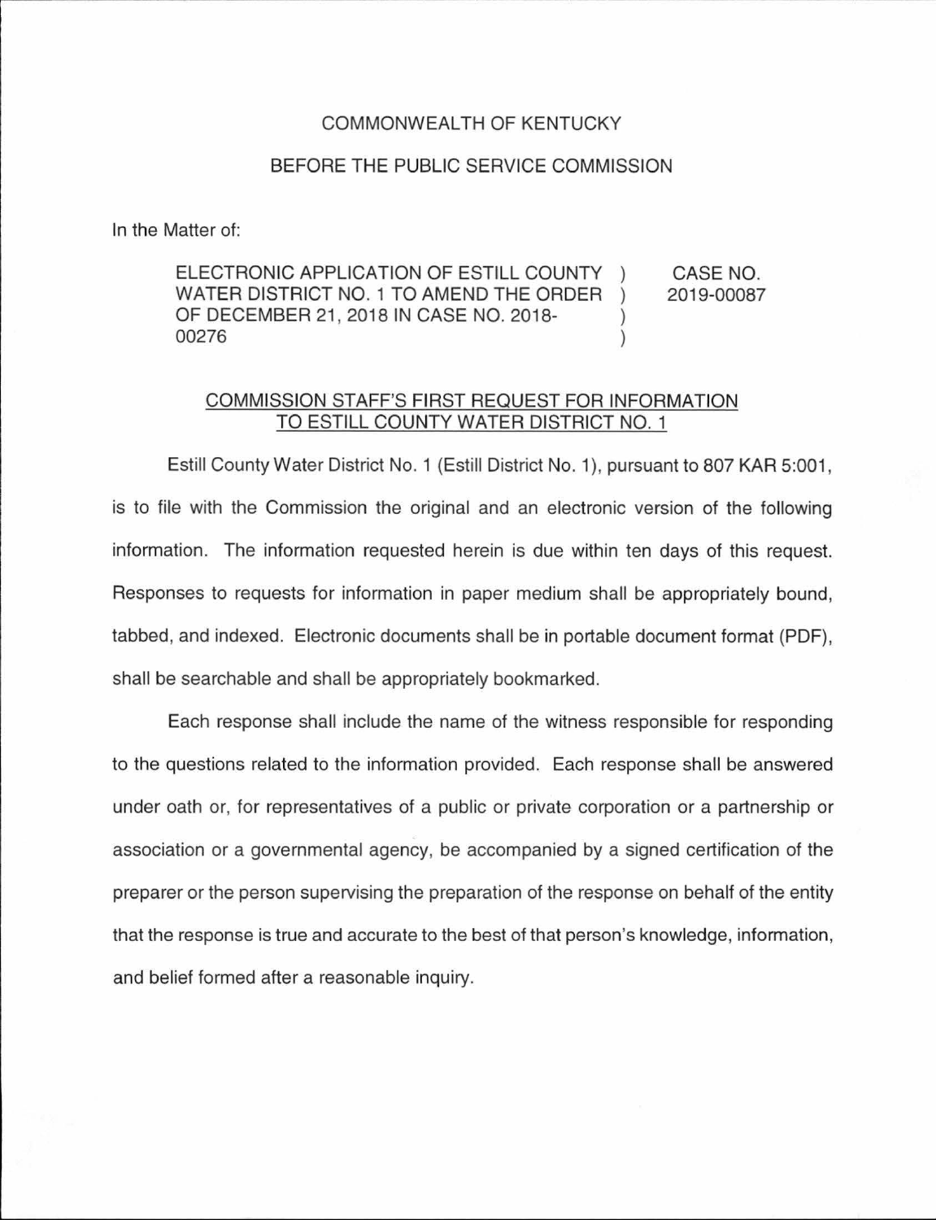COMMONWEALTH OF KENTUCKY

BEFORE THE PUBLIC SERVICE COMMISSION

In the Matter of:

| | | |
|---|---|---|
| ELECTRONIC APPLICATION OF ESTILL COUNTY WATER DISTRICT NO. 1 TO AMEND THE ORDER OF DECEMBER 21, 2018 IN CASE NO. 2018-00276 | ) ) ) ) | CASE NO. 2019-00087 |

COMMISSION STAFF'S FIRST REQUEST FOR INFORMATION TO ESTILL COUNTY WATER DISTRICT NO. 1

Estill County Water District No. 1 (Estill District No. 1), pursuant to 807 KAR 5:001, is to file with the Commission the original and an electronic version of the following information. The information requested herein is due within ten days of this request. Responses to requests for information in paper medium shall be appropriately bound, tabbed, and indexed. Electronic documents shall be in portable document format (PDF), shall be searchable and shall be appropriately bookmarked.

Each response shall include the name of the witness responsible for responding to the questions related to the information provided. Each response shall be answered under oath or, for representatives of a public or private corporation or a partnership or association or a governmental agency, be accompanied by a signed certification of the preparer or the person supervising the preparation of the response on behalf of the entity that the response is true and accurate to the best of that person's knowledge, information, and belief formed after a reasonable inquiry.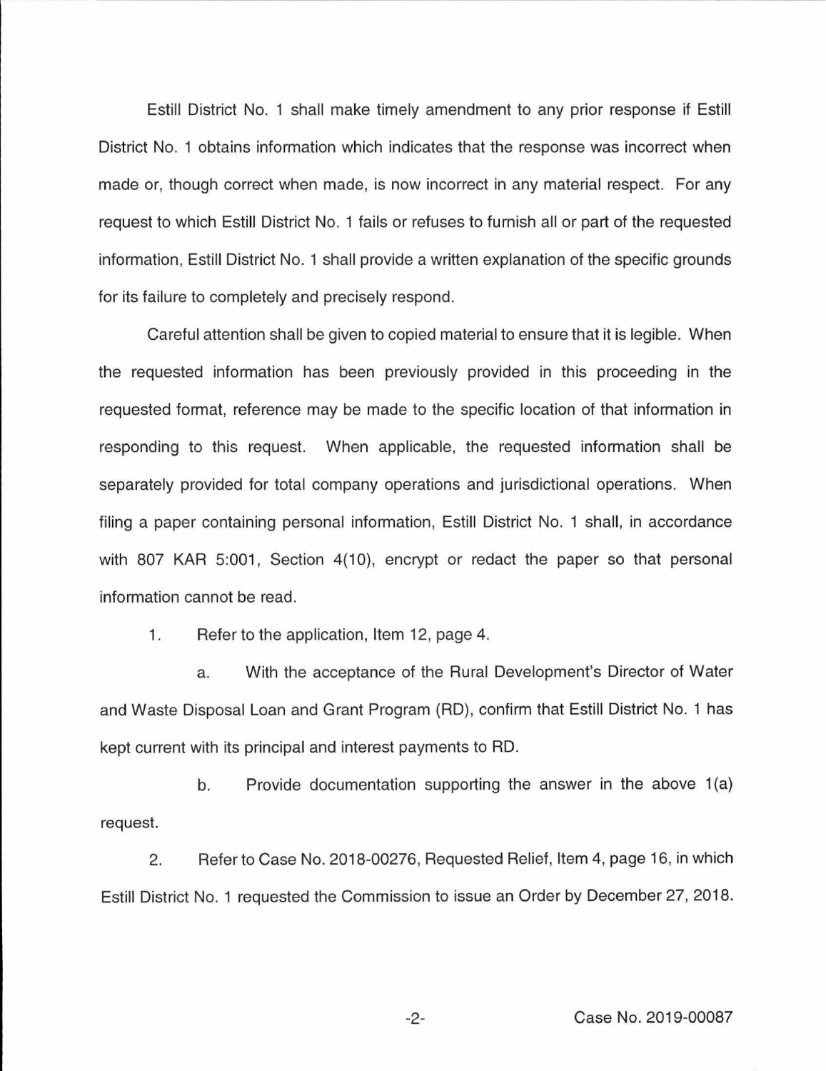Estill District No. 1 shall make timely amendment to any prior response if Estill District No. 1 obtains information which indicates that the response was incorrect when made or, though correct when made, is now incorrect in any material respect. For any request to which Estill District No. 1 fails or refuses to furnish all or part of the requested information, Estill District No. 1 shall provide a written explanation of the specific grounds for its failure to completely and precisely respond.

Careful attention shall be given to copied material to ensure that it is legible. When the requested information has been previously provided in this proceeding in the requested format, reference may be made to the specific location of that information in responding to this request. When applicable, the requested information shall be separately provided for total company operations and jurisdictional operations. When filing a paper containing personal information, Estill District No. 1 shall, in accordance with 807 KAR 5:001, Section 4(10), encrypt or redact the paper so that personal information cannot be read.

1. Refer to the application, Item 12, page 4.

   a. With the acceptance of the Rural Development's Director of Water and Waste Disposal Loan and Grant Program (RD), confirm that Estill District No. 1 has kept current with its principal and interest payments to RD.

   b. Provide documentation supporting the answer in the above 1(a) request.

2. Refer to Case No. 2018-00276, Requested Relief, Item 4, page 16, in which Estill District No. 1 requested the Commission to issue an Order by December 27, 2018.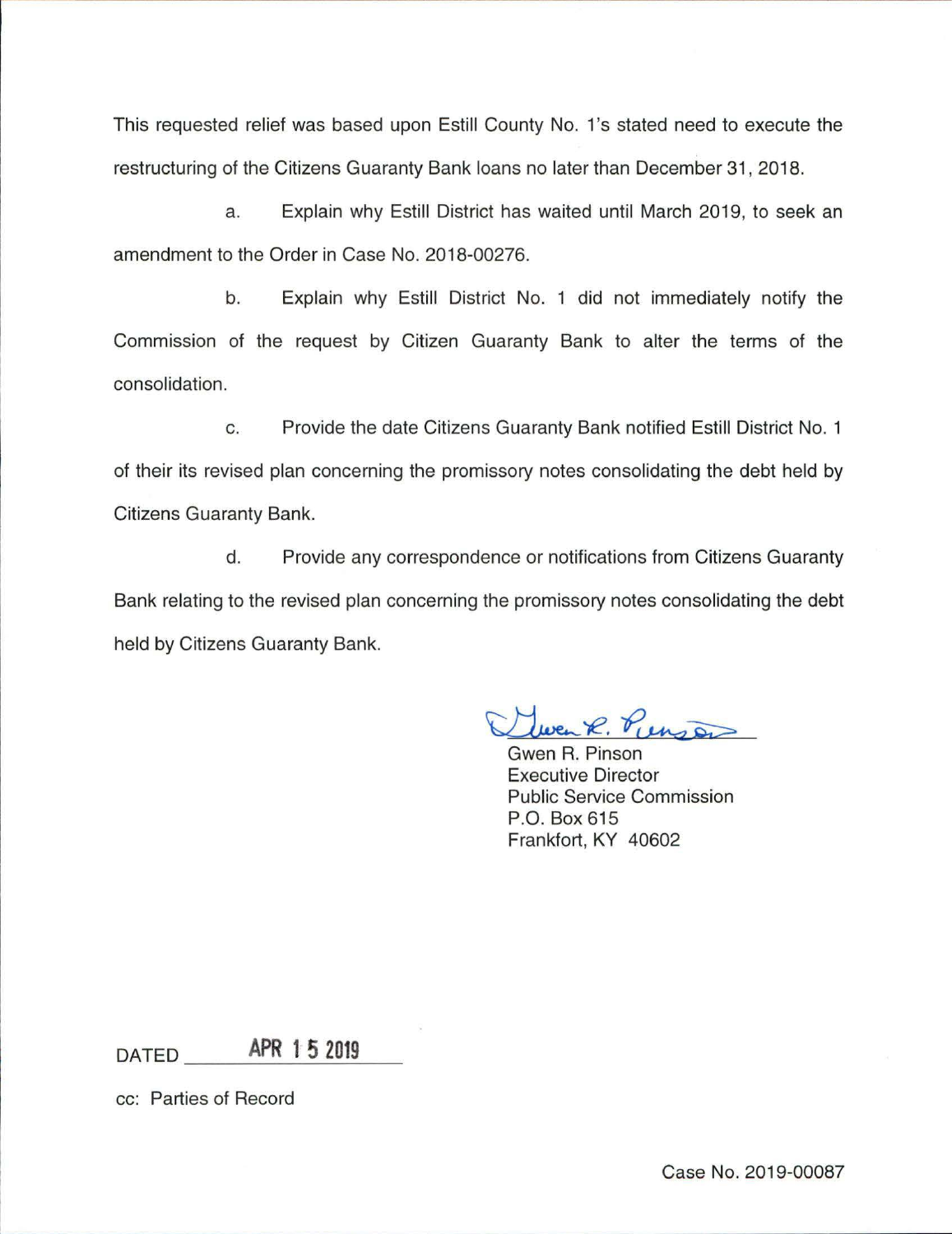This requested relief was based upon Estill County No. 1's stated need to execute the restructuring of the Citizens Guaranty Bank loans no later than December 31, 2018.

a. Explain why Estill District has waited until March 2019, to seek an amendment to the Order in Case No. 2018-00276.

b. Explain why Estill District No. 1 did not immediately notify the Commission of the request by Citizen Guaranty Bank to alter the terms of the consolidation.

c. Provide the date Citizens Guaranty Bank notified Estill District No. 1 of their its revised plan concerning the promissory notes consolidating the debt held by Citizens Guaranty Bank.

d. Provide any correspondence or notifications from Citizens Guaranty Bank relating to the revised plan concerning the promissory notes consolidating the debt held by Citizens Guaranty Bank.

Gwen R. Pinson
Executive Director
Public Service Commission
P.O. Box 615
Frankfort, KY 40602

DATED APR 15 2019

cc: Parties of Record

Case No. 2019-00087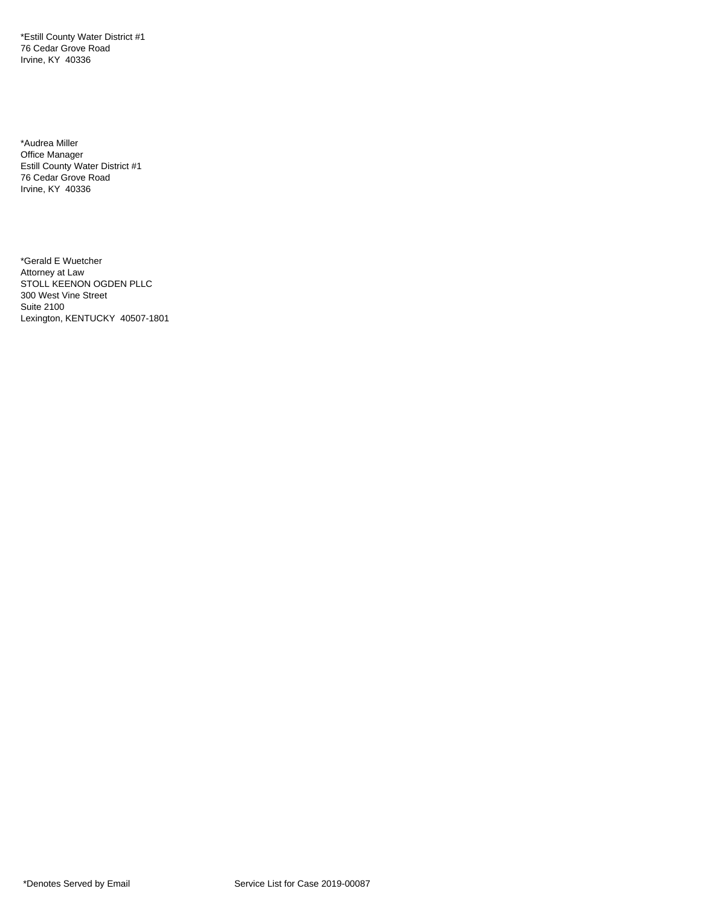*Estill County Water District #1
76 Cedar Grove Road
Irvine, KY  40336

*Audrea Miller
Office Manager
Estill County Water District #1
76 Cedar Grove Road
Irvine, KY  40336

*Gerald E Wuetcher
Attorney at Law
STOLL KEENON OGDEN PLLC
300 West Vine Street
Suite 2100
Lexington, KENTUCKY  40507-1801

*Denotes Served by Email

Service List for Case 2019-00087